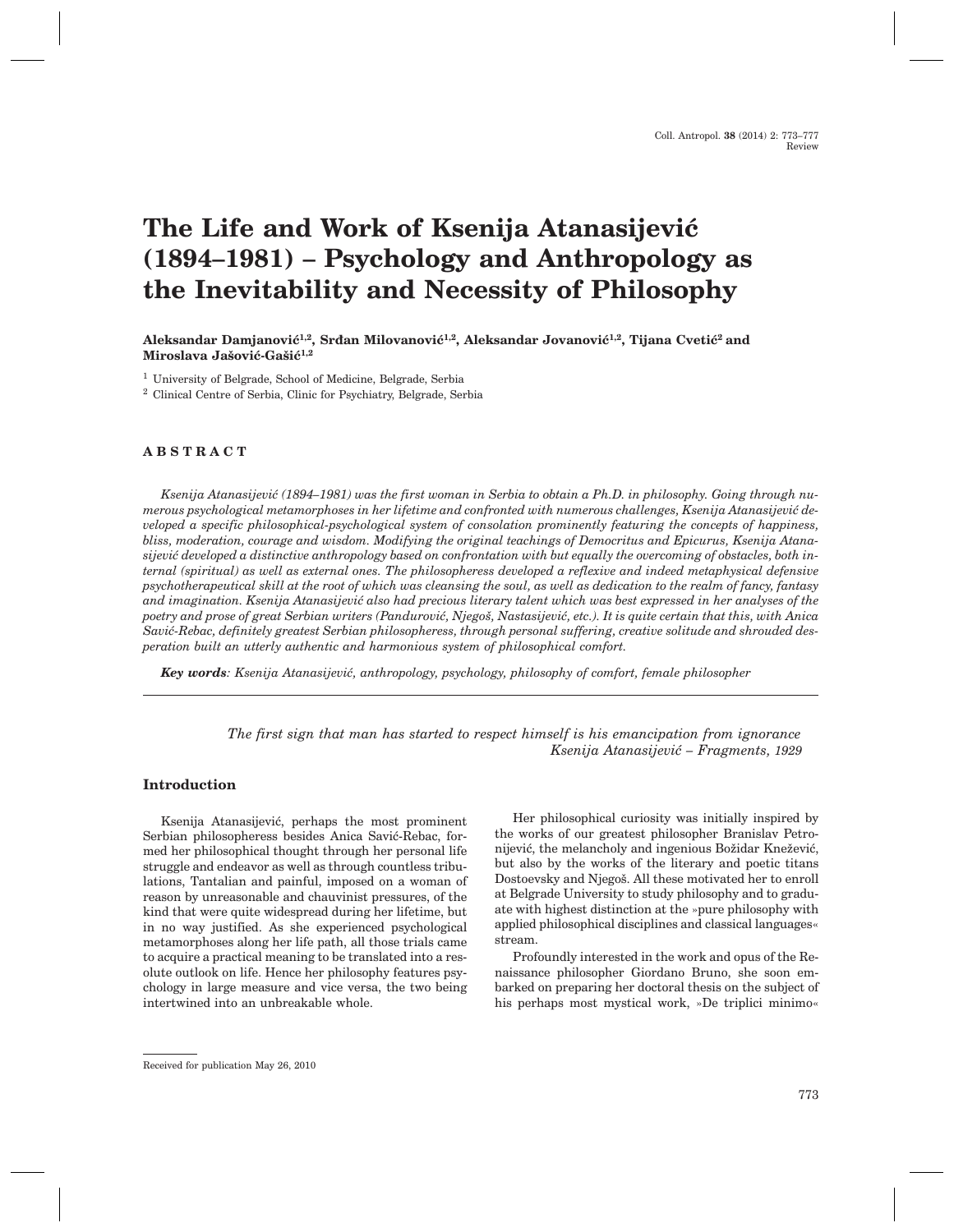# The Life and Work of Ksenija Atanasijević (1894–1981) – Psychology and Anthropology as the Inevitability and Necessity of Philosophy

**Aleksandar Damjanović[1,2], Srđan Milovanović[1,2], Aleksandar Jovanović[1,2], Tijana Cvetić[2] and Miroslava Jašović-Gašić[1,2]**

[1] University of Belgrade, School of Medicine, Belgrade, Serbia

[2] Clinical Centre of Serbia, Clinic for Psychiatry, Belgrade, Serbia

## ABSTRACT

*Ksenija Atanasijević (1894–1981) was the first woman in Serbia to obtain a Ph.D. in philosophy. Going through numerous psychological metamorphoses in her lifetime and confronted with numerous challenges, Ksenija Atanasijević developed a specific philosophical-psychological system of consolation prominently featuring the concepts of happiness, bliss, moderation, courage and wisdom. Modifying the original teachings of Democritus and Epicurus, Ksenija Atanasijević developed a distinctive anthropology based on confrontation with but equally the overcoming of obstacles, both internal (spiritual) as well as external ones. The philosopheress developed a reflexive and indeed metaphysical defensive psychotherapeutical skill at the root of which was cleansing the soul, as well as dedication to the realm of fancy, fantasy and imagination. Ksenija Atanasijević also had precious literary talent which was best expressed in her analyses of the poetry and prose of great Serbian writers (Pandurović, Njegoš, Nastasijević, etc.). It is quite certain that this, with Anica Savić-Rebac, definitely greatest Serbian philosopheress, through personal suffering, creative solitude and shrouded desperation built an utterly authentic and harmonious system of philosophical comfort.*

***Key words**: Ksenija Atanasijević, anthropology, psychology, philosophy of comfort, female philosopher*

---

*The first sign that man has started to respect himself is his emancipation from ignorance*
*Ksenija Atanasijević – Fragments, 1929*

## Introduction

Ksenija Atanasijević, perhaps the most prominent Serbian philosopheress besides Anica Savić-Rebac, formed her philosophical thought through her personal life struggle and endeavor as well as through countless tribulations, Tantalian and painful, imposed on a woman of reason by unreasonable and chauvinist pressures, of the kind that were quite widespread during her lifetime, but in no way justified. As she experienced psychological metamorphoses along her life path, all those trials came to acquire a practical meaning to be translated into a resolute outlook on life. Hence her philosophy features psychology in large measure and vice versa, the two being intertwined into an unbreakable whole.

Her philosophical curiosity was initially inspired by the works of our greatest philosopher Branislav Petronijević, the melancholy and ingenious Božidar Knežević, but also by the works of the literary and poetic titans Dostoevsky and Njegoš. All these motivated her to enroll at Belgrade University to study philosophy and to graduate with highest distinction at the »pure philosophy with applied philosophical disciplines and classical languages« stream.

Profoundly interested in the work and opus of the Renaissance philosopher Giordano Bruno, she soon embarked on preparing her doctoral thesis on the subject of his perhaps most mystical work, »De triplici minimo«

---

Received for publication May 26, 2010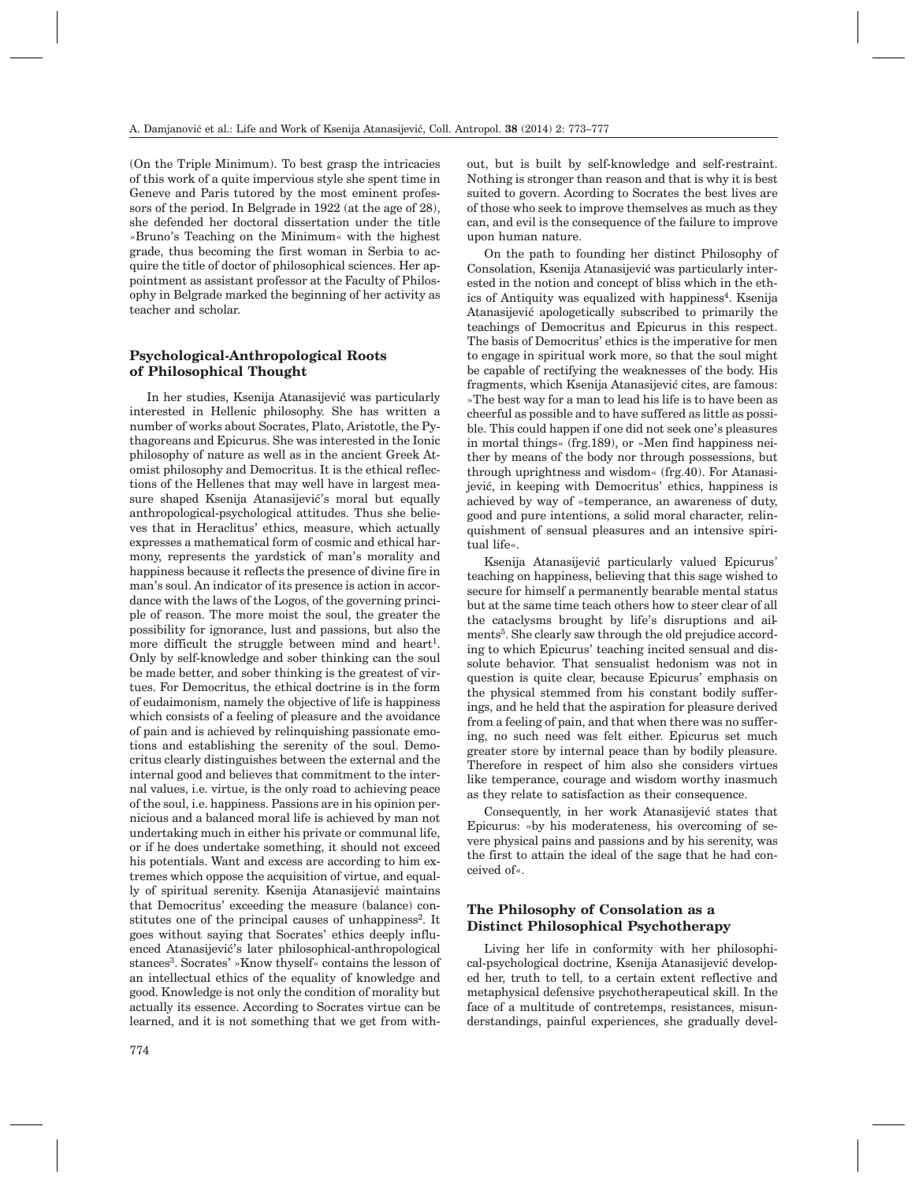(On the Triple Minimum). To best grasp the intricacies of this work of a quite impervious style she spent time in Geneve and Paris tutored by the most eminent professors of the period. In Belgrade in 1922 (at the age of 28), she defended her doctoral dissertation under the title »Bruno's Teaching on the Minimum« with the highest grade, thus becoming the first woman in Serbia to acquire the title of doctor of philosophical sciences. Her appointment as assistant professor at the Faculty of Philosophy in Belgrade marked the beginning of her activity as teacher and scholar.

## Psychological-Anthropological Roots of Philosophical Thought

In her studies, Ksenija Atanasijević was particularly interested in Hellenic philosophy. She has written a number of works about Socrates, Plato, Aristotle, the Pythagoreans and Epicurus. She was interested in the Ionic philosophy of nature as well as in the ancient Greek Atomist philosophy and Democritus. It is the ethical reflections of the Hellenes that may well have in largest measure shaped Ksenija Atanasijević's moral but equally anthropological-psychological attitudes. Thus she believes that in Heraclitus' ethics, measure, which actually expresses a mathematical form of cosmic and ethical harmony, represents the yardstick of man's morality and happiness because it reflects the presence of divine fire in man's soul. An indicator of its presence is action in accordance with the laws of the Logos, of the governing principle of reason. The more moist the soul, the greater the possibility for ignorance, lust and passions, but also the more difficult the struggle between mind and heart[1]. Only by self-knowledge and sober thinking can the soul be made better, and sober thinking is the greatest of virtues. For Democritus, the ethical doctrine is in the form of eudaimonism, namely the objective of life is happiness which consists of a feeling of pleasure and the avoidance of pain and is achieved by relinquishing passionate emotions and establishing the serenity of the soul. Democritus clearly distinguishes between the external and the internal good and believes that commitment to the internal values, i.e. virtue, is the only road to achieving peace of the soul, i.e. happiness. Passions are in his opinion pernicious and a balanced moral life is achieved by man not undertaking much in either his private or communal life, or if he does undertake something, it should not exceed his potentials. Want and excess are according to him extremes which oppose the acquisition of virtue, and equally of spiritual serenity. Ksenija Atanasijević maintains that Democritus' exceeding the measure (balance) constitutes one of the principal causes of unhappiness[2]. It goes without saying that Socrates' ethics deeply influenced Atanasijević's later philosophical-anthropological stances[3]. Socrates' »Know thyself« contains the lesson of an intellectual ethics of the equality of knowledge and good. Knowledge is not only the condition of morality but actually its essence. According to Socrates virtue can be learned, and it is not something that we get from without, but is built by self-knowledge and self-restraint. Nothing is stronger than reason and that is why it is best suited to govern. Acording to Socrates the best lives are of those who seek to improve themselves as much as they can, and evil is the consequence of the failure to improve upon human nature.

On the path to founding her distinct Philosophy of Consolation, Ksenija Atanasijević was particularly interested in the notion and concept of bliss which in the ethics of Antiquity was equalized with happiness[4]. Ksenija Atanasijević apologetically subscribed to primarily the teachings of Democritus and Epicurus in this respect. The basis of Democritus' ethics is the imperative for men to engage in spiritual work more, so that the soul might be capable of rectifying the weaknesses of the body. His fragments, which Ksenija Atanasijević cites, are famous: »The best way for a man to lead his life is to have been as cheerful as possible and to have suffered as little as possible. This could happen if one did not seek one's pleasures in mortal things« (frg.189), or »Men find happiness neither by means of the body nor through possessions, but through uprightness and wisdom« (frg.40). For Atanasijević, in keeping with Democritus' ethics, happiness is achieved by way of »temperance, an awareness of duty, good and pure intentions, a solid moral character, relinquishment of sensual pleasures and an intensive spiritual life«.

Ksenija Atanasijević particularly valued Epicurus' teaching on happiness, believing that this sage wished to secure for himself a permanently bearable mental status but at the same time teach others how to steer clear of all the cataclysms brought by life's disruptions and ailments[5]. She clearly saw through the old prejudice according to which Epicurus' teaching incited sensual and dissolute behavior. That sensualist hedonism was not in question is quite clear, because Epicurus' emphasis on the physical stemmed from his constant bodily sufferings, and he held that the aspiration for pleasure derived from a feeling of pain, and that when there was no suffering, no such need was felt either. Epicurus set much greater store by internal peace than by bodily pleasure. Therefore in respect of him also she considers virtues like temperance, courage and wisdom worthy inasmuch as they relate to satisfaction as their consequence.

Consequently, in her work Atanasijević states that Epicurus: »by his moderateness, his overcoming of severe physical pains and passions and by his serenity, was the first to attain the ideal of the sage that he had conceived of«.

## The Philosophy of Consolation as a Distinct Philosophical Psychotherapy

Living her life in conformity with her philosophical-psychological doctrine, Ksenija Atanasijević developed her, truth to tell, to a certain extent reflective and metaphysical defensive psychotherapeutical skill. In the face of a multitude of contretemps, resistances, misunderstandings, painful experiences, she gradually devel-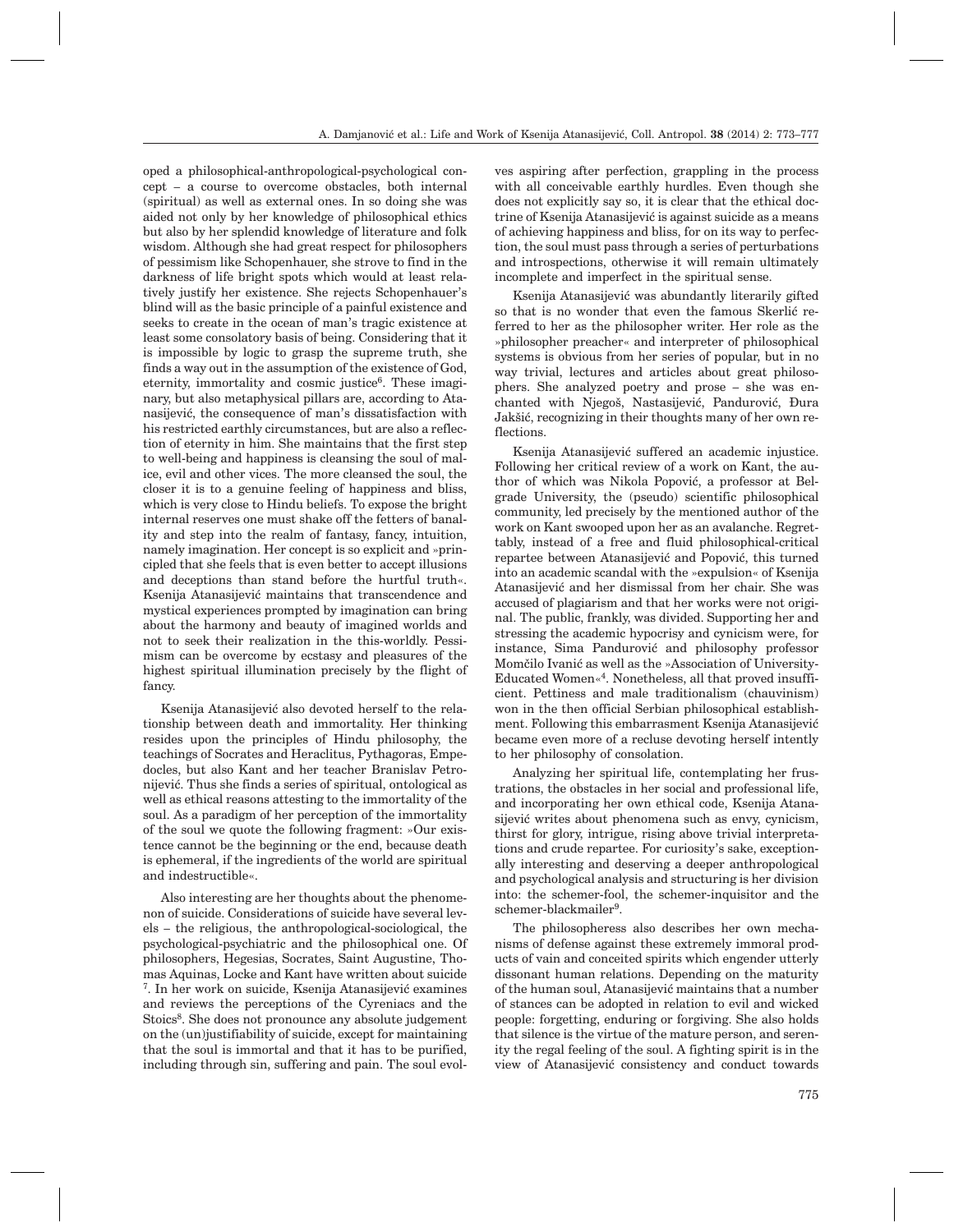oped a philosophical-anthropological-psychological concept – a course to overcome obstacles, both internal (spiritual) as well as external ones. In so doing she was aided not only by her knowledge of philosophical ethics but also by her splendid knowledge of literature and folk wisdom. Although she had great respect for philosophers of pessimism like Schopenhauer, she strove to find in the darkness of life bright spots which would at least relatively justify her existence. She rejects Schopenhauer's blind will as the basic principle of a painful existence and seeks to create in the ocean of man's tragic existence at least some consolatory basis of being. Considering that it is impossible by logic to grasp the supreme truth, she finds a way out in the assumption of the existence of God, eternity, immortality and cosmic justice[6]. These imaginary, but also metaphysical pillars are, according to Atanasijević, the consequence of man's dissatisfaction with his restricted earthly circumstances, but are also a reflection of eternity in him. She maintains that the first step to well-being and happiness is cleansing the soul of malice, evil and other vices. The more cleansed the soul, the closer it is to a genuine feeling of happiness and bliss, which is very close to Hindu beliefs. To expose the bright internal reserves one must shake off the fetters of banality and step into the realm of fantasy, fancy, intuition, namely imagination. Her concept is so explicit and »principled that she feels that is even better to accept illusions and deceptions than stand before the hurtful truth«. Ksenija Atanasijević maintains that transcendence and mystical experiences prompted by imagination can bring about the harmony and beauty of imagined worlds and not to seek their realization in the this-worldly. Pessimism can be overcome by ecstasy and pleasures of the highest spiritual illumination precisely by the flight of fancy.

Ksenija Atanasijević also devoted herself to the relationship between death and immortality. Her thinking resides upon the principles of Hindu philosophy, the teachings of Socrates and Heraclitus, Pythagoras, Empedocles, but also Kant and her teacher Branislav Petronijević. Thus she finds a series of spiritual, ontological as well as ethical reasons attesting to the immortality of the soul. As a paradigm of her perception of the immortality of the soul we quote the following fragment: »Our existence cannot be the beginning or the end, because death is ephemeral, if the ingredients of the world are spiritual and indestructible«.

Also interesting are her thoughts about the phenomenon of suicide. Considerations of suicide have several levels – the religious, the anthropological-sociological, the psychological-psychiatric and the philosophical one. Of philosophers, Hegesias, Socrates, Saint Augustine, Thomas Aquinas, Locke and Kant have written about suicide [7]. In her work on suicide, Ksenija Atanasijević examines and reviews the perceptions of the Cyreniacs and the Stoics[8]. She does not pronounce any absolute judgement on the (un)justifiability of suicide, except for maintaining that the soul is immortal and that it has to be purified, including through sin, suffering and pain. The soul evolves aspiring after perfection, grappling in the process with all conceivable earthly hurdles. Even though she does not explicitly say so, it is clear that the ethical doctrine of Ksenija Atanasijević is against suicide as a means of achieving happiness and bliss, for on its way to perfection, the soul must pass through a series of perturbations and introspections, otherwise it will remain ultimately incomplete and imperfect in the spiritual sense.

Ksenija Atanasijević was abundantly literarily gifted so that is no wonder that even the famous Skerlić referred to her as the philosopher writer. Her role as the »philosopher preacher« and interpreter of philosophical systems is obvious from her series of popular, but in no way trivial, lectures and articles about great philosophers. She analyzed poetry and prose – she was enchanted with Njegoš, Nastasijević, Pandurović, Đura Jakšić, recognizing in their thoughts many of her own reflections.

Ksenija Atanasijević suffered an academic injustice. Following her critical review of a work on Kant, the author of which was Nikola Popović, a professor at Belgrade University, the (pseudo) scientific philosophical community, led precisely by the mentioned author of the work on Kant swooped upon her as an avalanche. Regrettably, instead of a free and fluid philosophical-critical repartee between Atanasijević and Popović, this turned into an academic scandal with the »expulsion« of Ksenija Atanasijević and her dismissal from her chair. She was accused of plagiarism and that her works were not original. The public, frankly, was divided. Supporting her and stressing the academic hypocrisy and cynicism were, for instance, Sima Pandurović and philosophy professor Momčilo Ivanić as well as the »Association of University-Educated Women«[4]. Nonetheless, all that proved insufficient. Pettiness and male traditionalism (chauvinism) won in the then official Serbian philosophical establishment. Following this embarrasment Ksenija Atanasijević became even more of a recluse devoting herself intently to her philosophy of consolation.

Analyzing her spiritual life, contemplating her frustrations, the obstacles in her social and professional life, and incorporating her own ethical code, Ksenija Atanasijević writes about phenomena such as envy, cynicism, thirst for glory, intrigue, rising above trivial interpretations and crude repartee. For curiosity's sake, exceptionally interesting and deserving a deeper anthropological and psychological analysis and structuring is her division into: the schemer-fool, the schemer-inquisitor and the schemer-blackmailer[9].

The philosopheress also describes her own mechanisms of defense against these extremely immoral products of vain and conceited spirits which engender utterly dissonant human relations. Depending on the maturity of the human soul, Atanasijević maintains that a number of stances can be adopted in relation to evil and wicked people: forgetting, enduring or forgiving. She also holds that silence is the virtue of the mature person, and serenity the regal feeling of the soul. A fighting spirit is in the view of Atanasijević consistency and conduct towards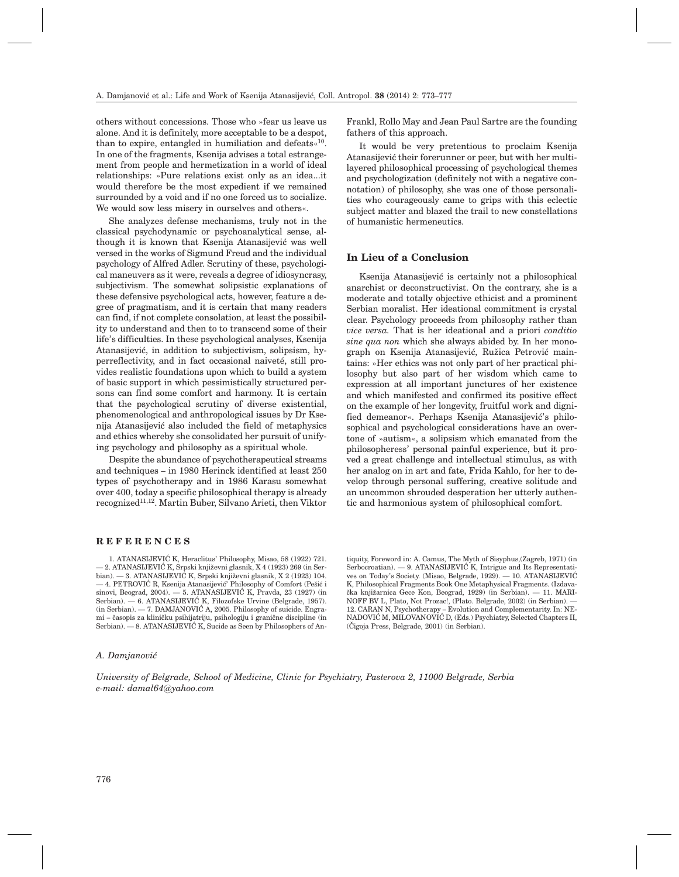others without concessions. Those who »fear us leave us alone. And it is definitely, more acceptable to be a despot, than to expire, entangled in humiliation and defeats«[10]. In one of the fragments, Ksenija advises a total estrangement from people and hermetization in a world of ideal relationships: »Pure relations exist only as an idea...it would therefore be the most expedient if we remained surrounded by a void and if no one forced us to socialize. We would sow less misery in ourselves and others«.

She analyzes defense mechanisms, truly not in the classical psychodynamic or psychoanalytical sense, although it is known that Ksenija Atanasijević was well versed in the works of Sigmund Freud and the individual psychology of Alfred Adler. Scrutiny of these, psychological maneuvers as it were, reveals a degree of idiosyncrasy, subjectivism. The somewhat solipsistic explanations of these defensive psychological acts, however, feature a degree of pragmatism, and it is certain that many readers can find, if not complete consolation, at least the possibility to understand and then to to transcend some of their life's difficulties. In these psychological analyses, Ksenija Atanasijević, in addition to subjectivism, solipsism, hyperreflectivity, and in fact occasional naiveté, still provides realistic foundations upon which to build a system of basic support in which pessimistically structured persons can find some comfort and harmony. It is certain that the psychological scrutiny of diverse existential, phenomenological and anthropological issues by Dr Ksenija Atanasijević also included the field of metaphysics and ethics whereby she consolidated her pursuit of unifying psychology and philosophy as a spiritual whole.

Despite the abundance of psychotherapeutical streams and techniques – in 1980 Herinck identified at least 250 types of psychotherapy and in 1986 Karasu somewhat over 400, today a specific philosophical therapy is already recognized[11,12]. Martin Buber, Silvano Arieti, then Viktor Frankl, Rollo May and Jean Paul Sartre are the founding fathers of this approach.

It would be very pretentious to proclaim Ksenija Atanasijević their forerunner or peer, but with her multilayered philosophical processing of psychological themes and psychologization (definitely not with a negative connotation) of philosophy, she was one of those personalities who courageously came to grips with this eclectic subject matter and blazed the trail to new constellations of humanistic hermeneutics.

## In Lieu of a Conclusion

Ksenija Atanasijević is certainly not a philosophical anarchist or deconstructivist. On the contrary, she is a moderate and totally objective ethicist and a prominent Serbian moralist. Her ideational commitment is crystal clear. Psychology proceeds from philosophy rather than *vice versa*. That is her ideational and a priori *conditio sine qua non* which she always abided by. In her monograph on Ksenija Atanasijević, Ružica Petrović maintains: »Her ethics was not only part of her practical philosophy but also part of her wisdom which came to expression at all important junctures of her existence and which manifested and confirmed its positive effect on the example of her longevity, fruitful work and dignified demeanor«. Perhaps Ksenija Atanasijević's philosophical and psychological considerations have an overtone of »autism«, a solipsism which emanated from the philosophere ss' personal painful experience, but it proved a great challenge and intellectual stimulus, as with her analog on in art and fate, Frida Kahlo, for her to develop through personal suffering, creative solitude and an uncommon shrouded desperation her utterly authentic and harmonious system of philosophical comfort.

## REFERENCES

1. ATANASIJEVIĆ K, Heraclitus' Philosophy, Misao, 58 (1922) 721. — 2. ATANASIJEVIĆ K, Srpski književni glasnik, X 4 (1923) 269 (in Serbian). — 3. ATANASIJEVIĆ K, Srpski književni glasnik, X 2 (1923) 104. — 4. PETROVIĆ R, Ksenija Atanasijević' Philosophy of Comfort (Pešić i sinovi, Beograd, 2004). — 5. ATANASIJEVIĆ K, Pravda, 23 (1927) (in Serbian). — 6. ATANASIJEVIĆ K, Filozofske Urvine (Belgrade, 1957). (in Serbian). — 7. DAMJANOVIĆ A, 2005. Philosophy of suicide. Engrami – časopis za kliničku psihijatriju, psihologiju i granične discipline (in Serbian). — 8. ATANASIJEVIĆ K, Sucide as Seen by Philosophers of Antiquity, Foreword in: A. Camus, The Myth of Sisyphus,(Zagreb, 1971) (in Serbocroatian). — 9. ATANASIJEVIĆ K, Intrigue and Its Representatives on Today's Society. (Misao, Belgrade, 1929). — 10. ATANASIJEVIĆ K, Philosophical Fragments Book One Metaphysical Fragments. (Izdavačka knjižarnica Gece Kon, Beograd, 1929) (in Serbian). — 11. MARINOFF BV L, Plato, Not Prozac!, (Plato. Belgrade, 2002) (in Serbian). — 12. CARAN N, Psychotherapy – Evolution and Complementarity. In: NENADOVIĆ M, MILOVANOVIĆ D, (Eds.) Psychiatry, Selected Chapters II, (Čigoja Press, Belgrade, 2001) (in Serbian).

*A. Damjanović*

*University of Belgrade, School of Medicine, Clinic for Psychiatry, Pasterova 2, 11000 Belgrade, Serbia*
*e-mail: damal64@yahoo.com*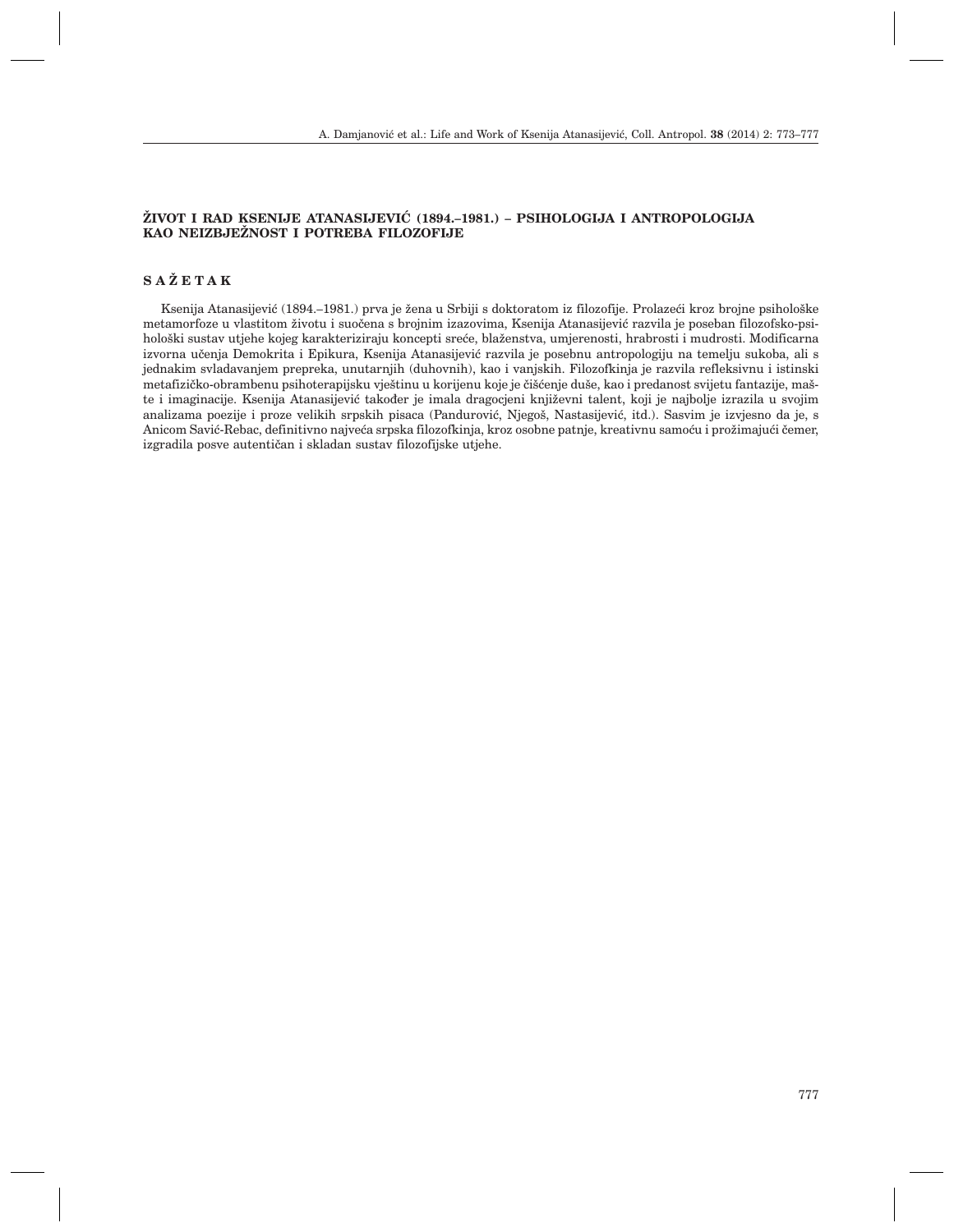## ŽIVOT I RAD KSENIJE ATANASIJEVIĆ (1894.–1981.) – PSIHOLOGIJA I ANTROPOLOGIJA KAO NEIZBJEŽNOST I POTREBA FILOZOFIJE

### S A Ž E T A K

Ksenija Atanasijević (1894.–1981.) prva je žena u Srbiji s doktoratom iz filozofije. Prolazeći kroz brojne psihološke metamorfoze u vlastitom životu i suočena s brojnim izazovima, Ksenija Atanasijević razvila je poseban filozofsko-psihološki sustav utjehe kojeg karakteriziraju koncepti sreće, blaženstva, umjerenosti, hrabrosti i mudrosti. Modificarna izvorna učenja Demokrita i Epikura, Ksenija Atanasijević razvila je posebnu antropologiju na temelju sukoba, ali s jednakim svladavanjem prepreka, unutarnjih (duhovnih), kao i vanjskih. Filozofkinja je razvila refleksivnu i istinski metafizičko-obrambenu psihoterapijsku vještinu u korijenu koje je čišćenje duše, kao i predanost svijetu fantazije, mašte i imaginacije. Ksenija Atanasijević također je imala dragocjeni književni talent, koji je najbolje izrazila u svojim analizama poezije i proze velikih srpskih pisaca (Pandurović, Njegoš, Nastasijević, itd.). Sasvim je izvjesno da je, s Anicom Savić-Rebac, definitivno najveća srpska filozofkinja, kroz osobne patnje, kreativnu samoću i prožimajući čemer, izgradila posve autentičan i skladan sustav filozofijske utjehe.